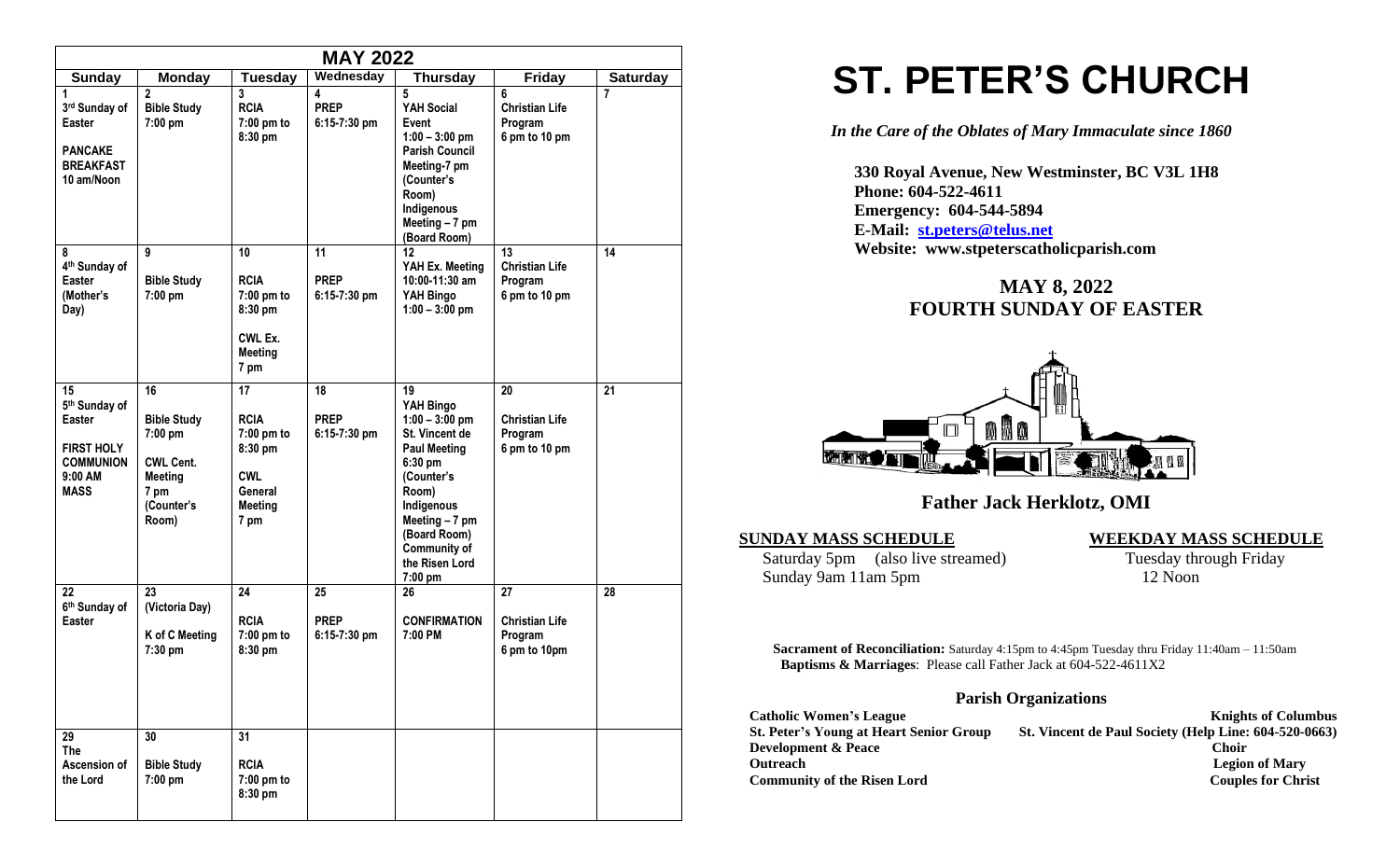| MAY 2022 | | | | | | |
|---|---|---|---|---|---|---|
| **Sunday** | **Monday** | **Tuesday** | **Wednesday** | **Thursday** | **Friday** | **Saturday** |
| 1<br>3rd Sunday of Easter<br><br>PANCAKE BREAKFAST 10 am/Noon | 2<br>Bible Study 7:00 pm | 3<br>RCIA 7:00 pm to 8:30 pm | 4<br>PREP 6:15-7:30 pm | 5<br>YAH Social Event 1:00 – 3:00 pm<br>Parish Council Meeting-7 pm (Counter's Room)<br>Indigenous Meeting – 7 pm (Board Room) | 6<br>Christian Life Program 6 pm to 10 pm | 7 |
| 8<br>4th Sunday of Easter (Mother's Day) | 9<br><br>Bible Study 7:00 pm | 10<br><br>RCIA 7:00 pm to 8:30 pm<br><br>CWL Ex. Meeting 7 pm | 11<br><br>PREP 6:15-7:30 pm | 12<br>YAH Ex. Meeting 10:00-11:30 am<br>YAH Bingo 1:00 – 3:00 pm | 13<br>Christian Life Program 6 pm to 10 pm | 14 |
| 15<br>5th Sunday of Easter<br><br>FIRST HOLY COMMUNION 9:00 AM MASS | 16<br><br>Bible Study 7:00 pm<br><br>CWL Cent. Meeting 7 pm (Counter's Room) | 17<br><br>RCIA 7:00 pm to 8:30 pm<br><br>CWL General Meeting 7 pm | 18<br><br>PREP 6:15-7:30 pm | 19<br>YAH Bingo 1:00 – 3:00 pm<br>St. Vincent de Paul Meeting 6:30 pm (Counter's Room)<br>Indigenous Meeting – 7 pm (Board Room)<br>Community of the Risen Lord 7:00 pm | 20<br><br>Christian Life Program 6 pm to 10 pm | 21 |
| 22<br>6th Sunday of Easter | 23<br>(Victoria Day)<br><br>K of C Meeting 7:30 pm | 24<br><br>RCIA 7:00 pm to 8:30 pm | 25<br><br>PREP 6:15-7:30 pm | 26<br><br>CONFIRMATION 7:00 PM | 27<br><br>Christian Life Program 6 pm to 10pm | 28 |
| 29<br>The Ascension of the Lord | 30<br><br>Bible Study 7:00 pm | 31<br><br>RCIA 7:00 pm to 8:30 pm | | | | |

# ST. PETER'S CHURCH

*In the Care of the Oblates of Mary Immaculate since 1860*

**330 Royal Avenue, New Westminster, BC V3L 1H8**
**Phone: 604-522-4611**
**Emergency: 604-544-5894**
**E-Mail: st.peters@telus.net**
**Website: www.stpeterscatholicparish.com**

## MAY 8, 2022
## FOURTH SUNDAY OF EASTER

## Father Jack Herklotz, OMI

**SUNDAY MASS SCHEDULE**

Saturday 5pm (also live streamed)
Sunday 9am 11am 5pm

**WEEKDAY MASS SCHEDULE**

Tuesday through Friday
12 Noon

**Sacrament of Reconciliation:** Saturday 4:15pm to 4:45pm Tuesday thru Friday 11:40am – 11:50am
**Baptisms & Marriages**: Please call Father Jack at 604-522-4611X2

### Parish Organizations

**Catholic Women's League**
**Knights of Columbus**
**St. Peter's Young at Heart Senior Group**
**St. Vincent de Paul Society (Help Line: 604-520-0663)**
**Development & Peace**
**Choir**
**Outreach**
**Legion of Mary**
**Community of the Risen Lord**
**Couples for Christ**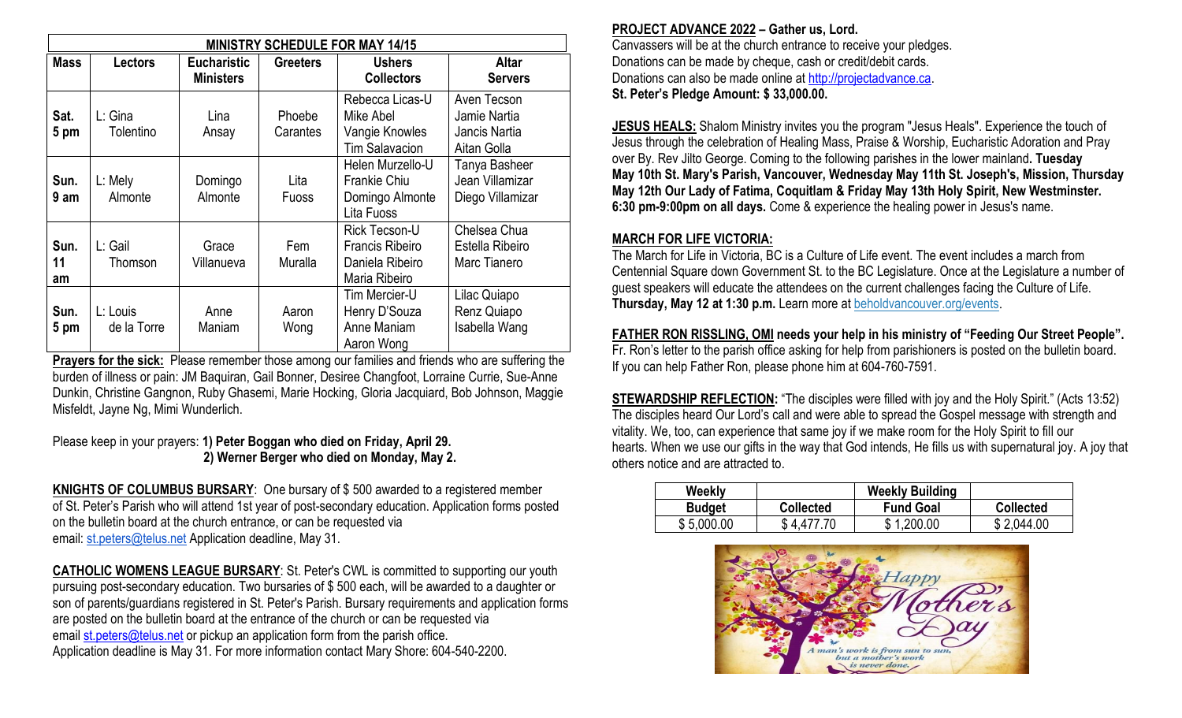| MINISTRY SCHEDULE FOR MAY 14/15 | | | | | |
|---|---|---|---|---|---|
| **Mass** | **Lectors** | **Eucharistic Ministers** | **Greeters** | **Ushers Collectors** | **Altar Servers** |
| **Sat. 5 pm** | L: Gina Tolentino | Lina Ansay | Phoebe Carantes | Rebecca Licas-U<br>Mike Abel<br>Vangie Knowles<br>Tim Salavacion | Aven Tecson<br>Jamie Nartia<br>Jancis Nartia<br>Aitan Golla |
| **Sun. 9 am** | L: Mely Almonte | Domingo Almonte | Lita Fuoss | Helen Murzello-U<br>Frankie Chiu<br>Domingo Almonte<br>Lita Fuoss | Tanya Basheer<br>Jean Villamizar<br>Diego Villamizar |
| **Sun. 11 am** | L: Gail Thomson | Grace Villanueva | Fem Muralla | Rick Tecson-U<br>Francis Ribeiro<br>Daniela Ribeiro<br>Maria Ribeiro | Chelsea Chua<br>Estella Ribeiro<br>Marc Tianero |
| **Sun. 5 pm** | L: Louis de la Torre | Anne Maniam | Aaron Wong | Tim Mercier-U<br>Henry D'Souza<br>Anne Maniam<br>Aaron Wong | Lilac Quiapo<br>Renz Quiapo<br>Isabella Wang |

**Prayers for the sick:** Please remember those among our families and friends who are suffering the burden of illness or pain: JM Baquiran, Gail Bonner, Desiree Changfoot, Lorraine Currie, Sue-Anne Dunkin, Christine Gangnon, Ruby Ghasemi, Marie Hocking, Gloria Jacquiard, Bob Johnson, Maggie Misfeldt, Jayne Ng, Mimi Wunderlich.

Please keep in your prayers: **1) Peter Boggan who died on Friday, April 29.**
**2) Werner Berger who died on Monday, May 2.**

**KNIGHTS OF COLUMBUS BURSARY**: One bursary of $ 500 awarded to a registered member of St. Peter's Parish who will attend 1st year of post-secondary education. Application forms posted on the bulletin board at the church entrance, or can be requested via email: st.peters@telus.net Application deadline, May 31.

**CATHOLIC WOMENS LEAGUE BURSARY**: St. Peter's CWL is committed to supporting our youth pursuing post-secondary education. Two bursaries of $ 500 each, will be awarded to a daughter or son of parents/guardians registered in St. Peter's Parish. Bursary requirements and application forms are posted on the bulletin board at the entrance of the church or can be requested via email st.peters@telus.net or pickup an application form from the parish office.
Application deadline is May 31. For more information contact Mary Shore: 604-540-2200.

**PROJECT ADVANCE 2022 – Gather us, Lord.**
Canvassers will be at the church entrance to receive your pledges.
Donations can be made by cheque, cash or credit/debit cards.
Donations can also be made online at http://projectadvance.ca.
**St. Peter's Pledge Amount: $ 33,000.00.**

**JESUS HEALS:** Shalom Ministry invites you the program "Jesus Heals". Experience the touch of Jesus through the celebration of Healing Mass, Praise & Worship, Eucharistic Adoration and Pray over By. Rev Jilto George. Coming to the following parishes in the lower mainland**. Tuesday May 10th St. Mary's Parish, Vancouver, Wednesday May 11th St. Joseph's, Mission, Thursday May 12th Our Lady of Fatima, Coquitlam & Friday May 13th Holy Spirit, New Westminster. 6:30 pm-9:00pm on all days.** Come & experience the healing power in Jesus's name.

**MARCH FOR LIFE VICTORIA:**
The March for Life in Victoria, BC is a Culture of Life event. The event includes a march from Centennial Square down Government St. to the BC Legislature. Once at the Legislature a number of guest speakers will educate the attendees on the current challenges facing the Culture of Life. **Thursday, May 12 at 1:30 p.m.** Learn more at beholdvancouver.org/events.

**FATHER RON RISSLING, OMI needs your help in his ministry of "Feeding Our Street People".**
Fr. Ron's letter to the parish office asking for help from parishioners is posted on the bulletin board. If you can help Father Ron, please phone him at 604-760-7591.

**STEWARDSHIP REFLECTION:** "The disciples were filled with joy and the Holy Spirit." (Acts 13:52) The disciples heard Our Lord's call and were able to spread the Gospel message with strength and vitality. We, too, can experience that same joy if we make room for the Holy Spirit to fill our hearts. When we use our gifts in the way that God intends, He fills us with supernatural joy. A joy that others notice and are attracted to.

| Weekly Budget | Collected | Weekly Building Fund Goal | Collected |
|---|---|---|---|
| $ 5,000.00 | $ 4,477.70 | $ 1,200.00 | $ 2,044.00 |